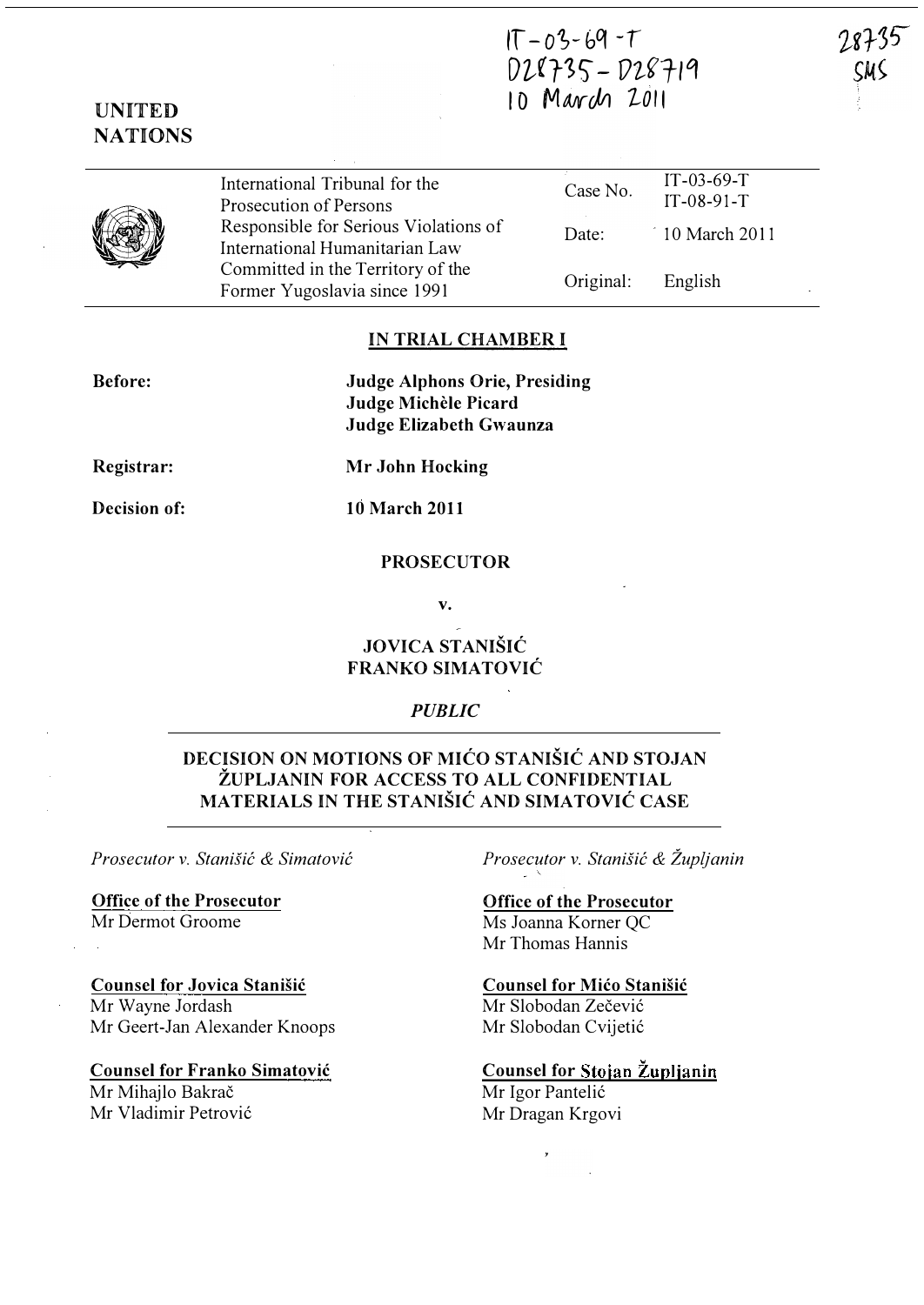IT-03-69-T
D28735 - D28719
10 March 2011

28735
SMS

**UNITED NATIONS**

| | | |
|---|---|---|
| International Tribunal for the Prosecution of Persons Responsible for Serious Violations of International Humanitarian Law Committed in the Territory of the Former Yugoslavia since 1991 | Case No. | IT-03-69-T<br>IT-08-91-T |
| | Date: | 10 March 2011 |
| | Original: | English |

**IN TRIAL CHAMBER I**

**Before:** **Judge Alphons Orie, Presiding**
**Judge Michèle Picard**
**Judge Elizabeth Gwaunza**

**Registrar:** **Mr John Hocking**

**Decision of:** **10 March 2011**

**PROSECUTOR**

**v.**

**JOVICA STANIŠIĆ**
**FRANKO SIMATOVIĆ**

*PUBLIC*

**DECISION ON MOTIONS OF MIĆO STANIŠIĆ AND STOJAN ŽUPLJANIN FOR ACCESS TO ALL CONFIDENTIAL MATERIALS IN THE STANIŠIĆ AND SIMATOVIĆ CASE**

*Prosecutor v. Stanišić & Simatović*

**Office of the Prosecutor**
Mr Dermot Groome

**Counsel for Jovica Stanišić**
Mr Wayne Jordash
Mr Geert-Jan Alexander Knoops

**Counsel for Franko Simatović**
Mr Mihajlo Bakrač
Mr Vladimir Petrović

*Prosecutor v. Stanišić & Župljanin*

**Office of the Prosecutor**
Ms Joanna Korner QC
Mr Thomas Hannis

**Counsel for Mićo Stanišić**
Mr Slobodan Zečević
Mr Slobodan Cvijetić

**Counsel for Stojan Župljanin**
Mr Igor Pantelić
Mr Dragan Krgovi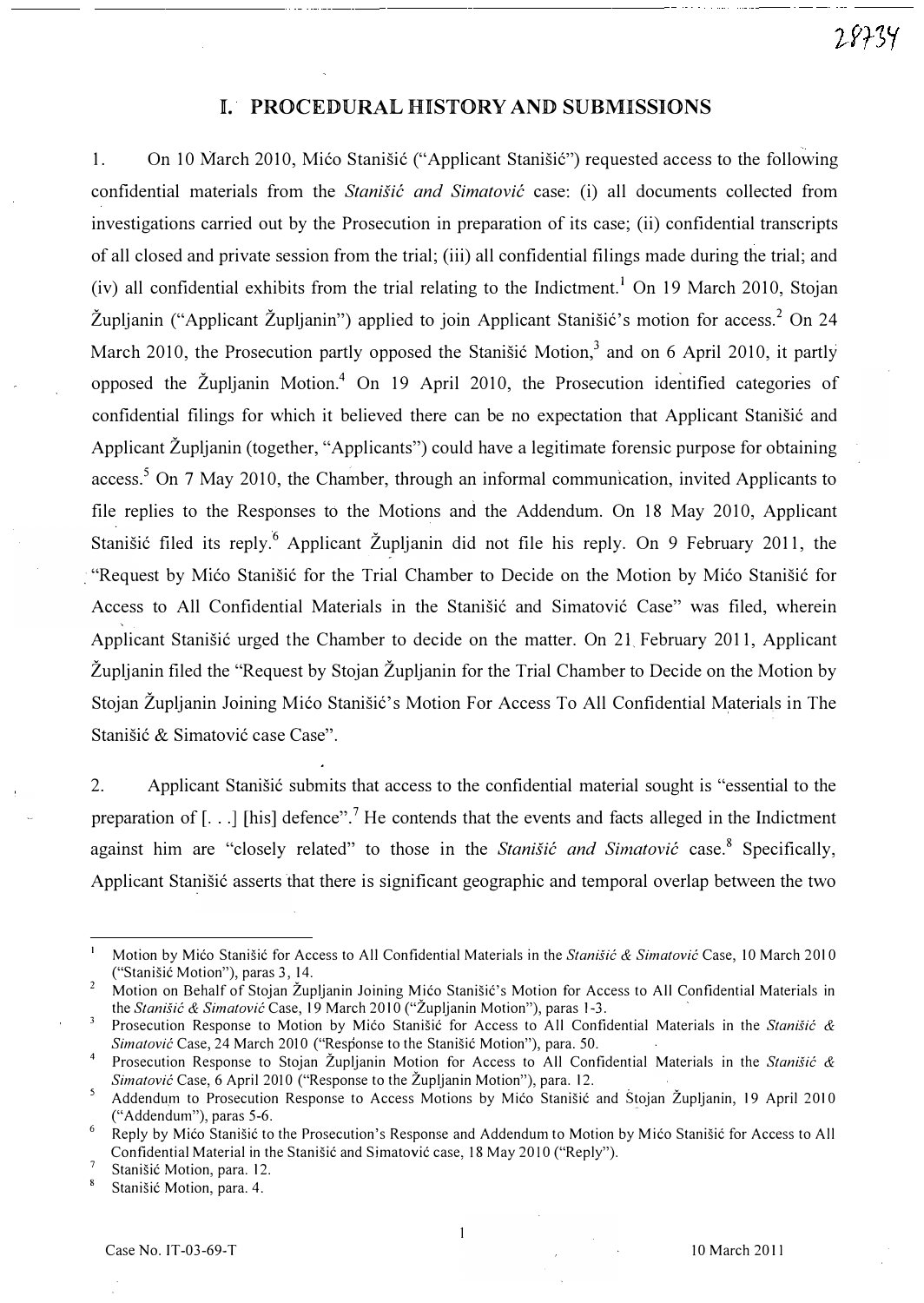# I. PROCEDURAL HISTORY AND SUBMISSIONS

1. On 10 March 2010, Mićo Stanišić ("Applicant Stanišić") requested access to the following confidential materials from the *Stanišić and Simatović* case: (i) all documents collected from investigations carried out by the Prosecution in preparation of its case; (ii) confidential transcripts of all closed and private session from the trial; (iii) all confidential filings made during the trial; and (iv) all confidential exhibits from the trial relating to the Indictment.[1] On 19 March 2010, Stojan Župljanin ("Applicant Župljanin") applied to join Applicant Stanišić's motion for access.[2] On 24 March 2010, the Prosecution partly opposed the Stanišić Motion,[3] and on 6 April 2010, it partly opposed the Župljanin Motion.[4] On 19 April 2010, the Prosecution identified categories of confidential filings for which it believed there can be no expectation that Applicant Stanišić and Applicant Župljanin (together, "Applicants") could have a legitimate forensic purpose for obtaining access.[5] On 7 May 2010, the Chamber, through an informal communication, invited Applicants to file replies to the Responses to the Motions and the Addendum. On 18 May 2010, Applicant Stanišić filed its reply.[6] Applicant Župljanin did not file his reply. On 9 February 2011, the "Request by Mićo Stanišić for the Trial Chamber to Decide on the Motion by Mićo Stanišić for Access to All Confidential Materials in the Stanišić and Simatović Case" was filed, wherein Applicant Stanišić urged the Chamber to decide on the matter. On 21 February 2011, Applicant Župljanin filed the "Request by Stojan Župljanin for the Trial Chamber to Decide on the Motion by Stojan Župljanin Joining Mićo Stanišić's Motion For Access To All Confidential Materials in The Stanišić & Simatović case Case".

2. Applicant Stanišić submits that access to the confidential material sought is "essential to the preparation of [. . .] [his] defence".[7] He contends that the events and facts alleged in the Indictment against him are "closely related" to those in the *Stanišić and Simatović* case.[8] Specifically, Applicant Stanišić asserts that there is significant geographic and temporal overlap between the two

---

[1] Motion by Mićo Stanišić for Access to All Confidential Materials in the *Stanišić & Simatović* Case, 10 March 2010 ("Stanišić Motion"), paras 3, 14.

[2] Motion on Behalf of Stojan Župljanin Joining Mićo Stanišić's Motion for Access to All Confidential Materials in the *Stanišić & Simatović* Case, 19 March 2010 ("Župljanin Motion"), paras 1-3.

[3] Prosecution Response to Motion by Mićo Stanišić for Access to All Confidential Materials in the *Stanišić & Simatović* Case, 24 March 2010 ("Response to the Stanišić Motion"), para. 50.

[4] Prosecution Response to Stojan Župljanin Motion for Access to All Confidential Materials in the *Stanišić & Simatović* Case, 6 April 2010 ("Response to the Župljanin Motion"), para. 12.

[5] Addendum to Prosecution Response to Access Motions by Mićo Stanišić and Stojan Župljanin, 19 April 2010 ("Addendum"), paras 5-6.

[6] Reply by Mićo Stanišić to the Prosecution's Response and Addendum to Motion by Mićo Stanišić for Access to All Confidential Material in the Stanišić and Simatović case, 18 May 2010 ("Reply").

[7] Stanišić Motion, para. 12.

[8] Stanišić Motion, para. 4.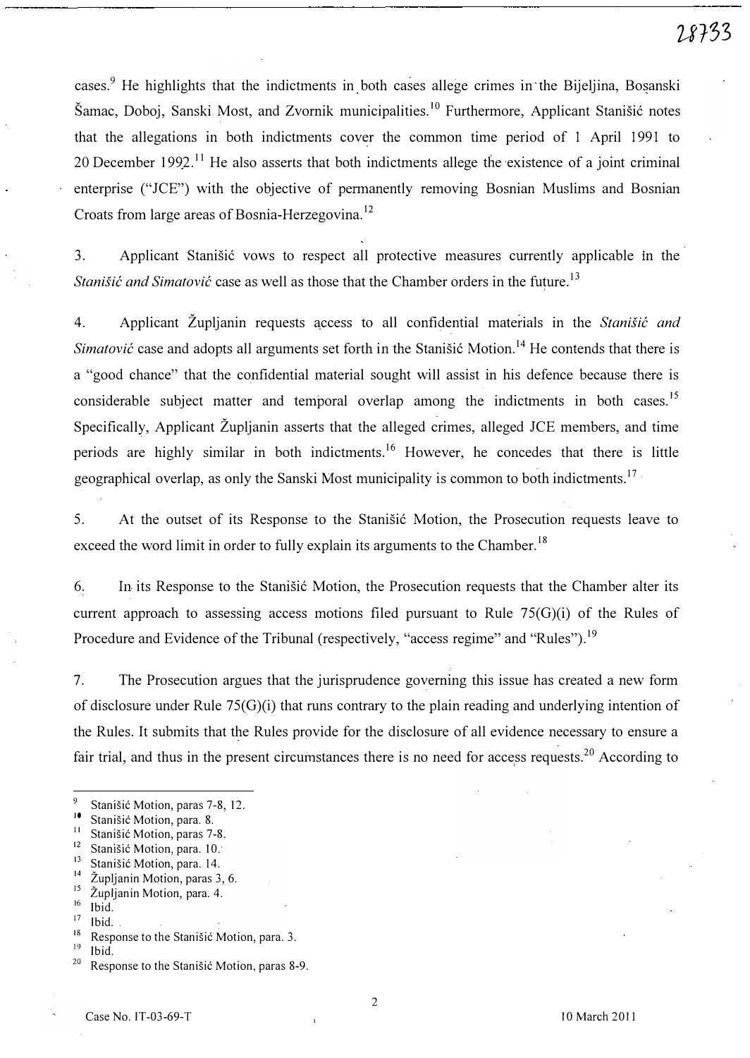cases.[9] He highlights that the indictments in both cases allege crimes in the Bijeljina, Bosanski Šamac, Doboj, Sanski Most, and Zvornik municipalities.[10] Furthermore, Applicant Stanišić notes that the allegations in both indictments cover the common time period of 1 April 1991 to 20 December 1992.[11] He also asserts that both indictments allege the existence of a joint criminal enterprise ("JCE") with the objective of permanently removing Bosnian Muslims and Bosnian Croats from large areas of Bosnia-Herzegovina.[12]

3. Applicant Stanišić vows to respect all protective measures currently applicable in the *Stanišić and Simatović* case as well as those that the Chamber orders in the future.[13]

4. Applicant Župljanin requests access to all confidential materials in the *Stanišić and Simatović* case and adopts all arguments set forth in the Stanišić Motion.[14] He contends that there is a "good chance" that the confidential material sought will assist in his defence because there is considerable subject matter and temporal overlap among the indictments in both cases.[15] Specifically, Applicant Župljanin asserts that the alleged crimes, alleged JCE members, and time periods are highly similar in both indictments.[16] However, he concedes that there is little geographical overlap, as only the Sanski Most municipality is common to both indictments.[17]

5. At the outset of its Response to the Stanišić Motion, the Prosecution requests leave to exceed the word limit in order to fully explain its arguments to the Chamber.[18]

6. In its Response to the Stanišić Motion, the Prosecution requests that the Chamber alter its current approach to assessing access motions filed pursuant to Rule 75(G)(i) of the Rules of Procedure and Evidence of the Tribunal (respectively, "access regime" and "Rules").[19]

7. The Prosecution argues that the jurisprudence governing this issue has created a new form of disclosure under Rule 75(G)(i) that runs contrary to the plain reading and underlying intention of the Rules. It submits that the Rules provide for the disclosure of all evidence necessary to ensure a fair trial, and thus in the present circumstances there is no need for access requests.[20] According to

---

[9] Stanišić Motion, paras 7-8, 12.
[10] Stanišić Motion, para. 8.
[11] Stanišić Motion, paras 7-8.
[12] Stanišić Motion, para. 10.
[13] Stanišić Motion, para. 14.
[14] Župljanin Motion, paras 3, 6.
[15] Župljanin Motion, para. 4.
[16] Ibid.
[17] Ibid.
[18] Response to the Stanišić Motion, para. 3.
[19] Ibid.
[20] Response to the Stanišić Motion, paras 8-9.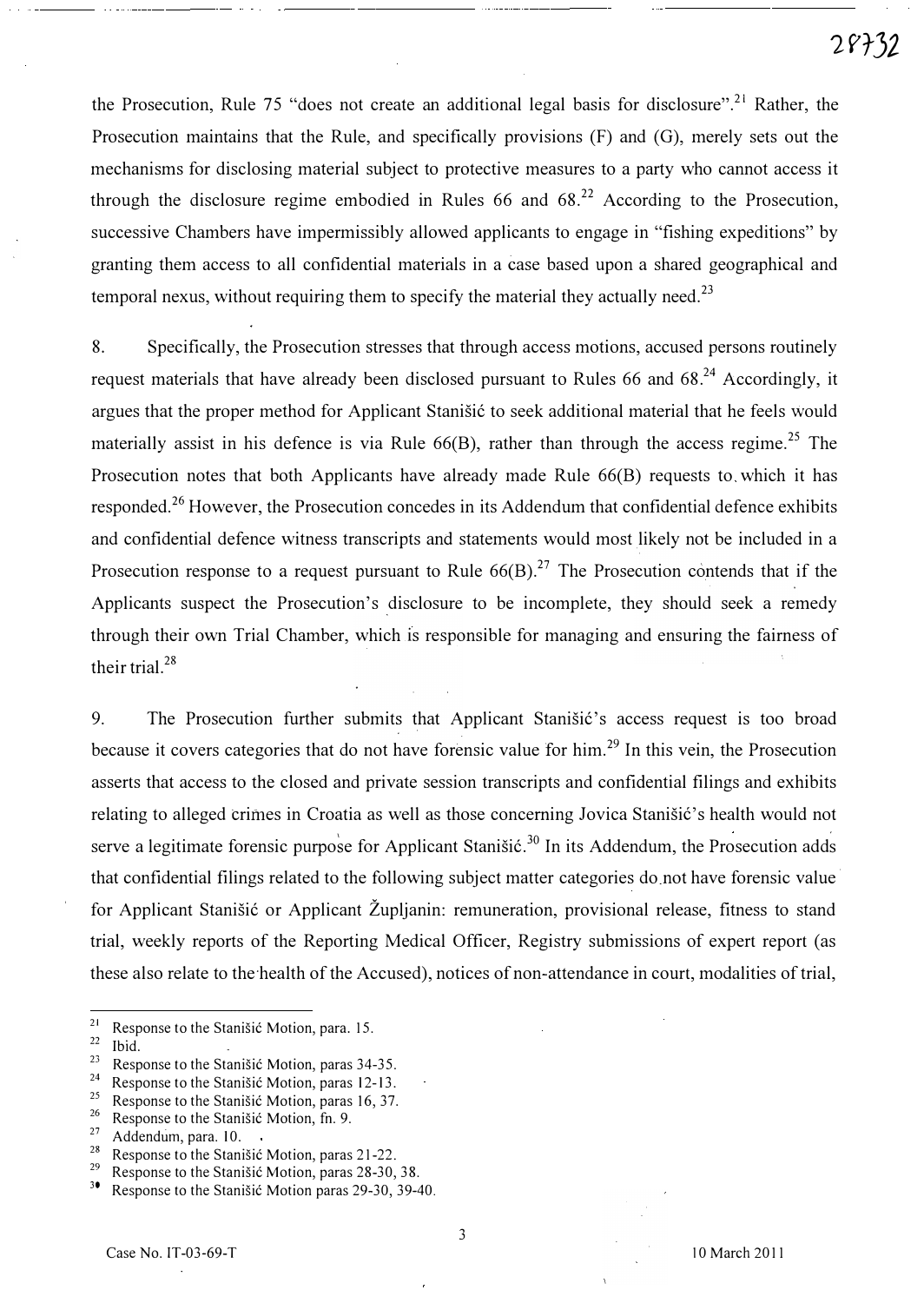the Prosecution, Rule 75 "does not create an additional legal basis for disclosure".[21] Rather, the Prosecution maintains that the Rule, and specifically provisions (F) and (G), merely sets out the mechanisms for disclosing material subject to protective measures to a party who cannot access it through the disclosure regime embodied in Rules 66 and 68.[22] According to the Prosecution, successive Chambers have impermissibly allowed applicants to engage in "fishing expeditions" by granting them access to all confidential materials in a case based upon a shared geographical and temporal nexus, without requiring them to specify the material they actually need.[23]

8. Specifically, the Prosecution stresses that through access motions, accused persons routinely request materials that have already been disclosed pursuant to Rules 66 and 68.[24] Accordingly, it argues that the proper method for Applicant Stanišić to seek additional material that he feels would materially assist in his defence is via Rule 66(B), rather than through the access regime.[25] The Prosecution notes that both Applicants have already made Rule 66(B) requests to which it has responded.[26] However, the Prosecution concedes in its Addendum that confidential defence exhibits and confidential defence witness transcripts and statements would most likely not be included in a Prosecution response to a request pursuant to Rule 66(B).[27] The Prosecution contends that if the Applicants suspect the Prosecution's disclosure to be incomplete, they should seek a remedy through their own Trial Chamber, which is responsible for managing and ensuring the fairness of their trial.[28]

9. The Prosecution further submits that Applicant Stanišić's access request is too broad because it covers categories that do not have forensic value for him.[29] In this vein, the Prosecution asserts that access to the closed and private session transcripts and confidential filings and exhibits relating to alleged crimes in Croatia as well as those concerning Jovica Stanišić's health would not serve a legitimate forensic purpose for Applicant Stanišić.[30] In its Addendum, the Prosecution adds that confidential filings related to the following subject matter categories do not have forensic value for Applicant Stanišić or Applicant Župljanin: remuneration, provisional release, fitness to stand trial, weekly reports of the Reporting Medical Officer, Registry submissions of expert report (as these also relate to the health of the Accused), notices of non-attendance in court, modalities of trial,

---

[21] Response to the Stanišić Motion, para. 15.
[22] Ibid.
[23] Response to the Stanišić Motion, paras 34-35.
[24] Response to the Stanišić Motion, paras 12-13.
[25] Response to the Stanišić Motion, paras 16, 37.
[26] Response to the Stanišić Motion, fn. 9.
[27] Addendum, para. 10.
[28] Response to the Stanišić Motion, paras 21-22.
[29] Response to the Stanišić Motion, paras 28-30, 38.
[30] Response to the Stanišić Motion paras 29-30, 39-40.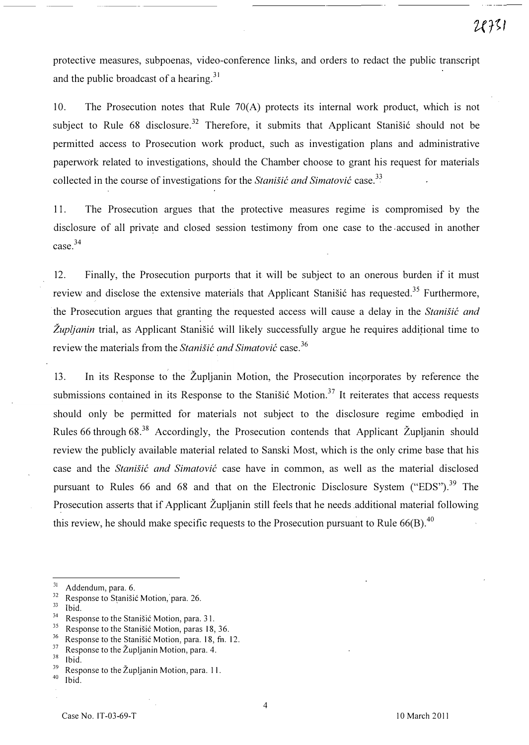protective measures, subpoenas, video-conference links, and orders to redact the public transcript and the public broadcast of a hearing.[31]

10. The Prosecution notes that Rule 70(A) protects its internal work product, which is not subject to Rule 68 disclosure.[32] Therefore, it submits that Applicant Stanišić should not be permitted access to Prosecution work product, such as investigation plans and administrative paperwork related to investigations, should the Chamber choose to grant his request for materials collected in the course of investigations for the *Stanišić and Simatović* case.[33]

11. The Prosecution argues that the protective measures regime is compromised by the disclosure of all private and closed session testimony from one case to the accused in another case.[34]

12. Finally, the Prosecution purports that it will be subject to an onerous burden if it must review and disclose the extensive materials that Applicant Stanišić has requested.[35] Furthermore, the Prosecution argues that granting the requested access will cause a delay in the *Stanišić and Župljanin* trial, as Applicant Stanišić will likely successfully argue he requires additional time to review the materials from the *Stanišić and Simatović* case.[36]

13. In its Response to the Župljanin Motion, the Prosecution incorporates by reference the submissions contained in its Response to the Stanišić Motion.[37] It reiterates that access requests should only be permitted for materials not subject to the disclosure regime embodied in Rules 66 through 68.[38] Accordingly, the Prosecution contends that Applicant Župljanin should review the publicly available material related to Sanski Most, which is the only crime base that his case and the *Stanišić and Simatović* case have in common, as well as the material disclosed pursuant to Rules 66 and 68 and that on the Electronic Disclosure System ("EDS").[39] The Prosecution asserts that if Applicant Župljanin still feels that he needs additional material following this review, he should make specific requests to the Prosecution pursuant to Rule 66(B).[40]

---

[31] Addendum, para. 6.
[32] Response to Stanišić Motion, para. 26.
[33] Ibid.
[34] Response to the Stanišić Motion, para. 31.
[35] Response to the Stanišić Motion, paras 18, 36.
[36] Response to the Stanišić Motion, para. 18, fn. 12.
[37] Response to the Župljanin Motion, para. 4.
[38] Ibid.
[39] Response to the Župljanin Motion, para. 11.
[40] Ibid.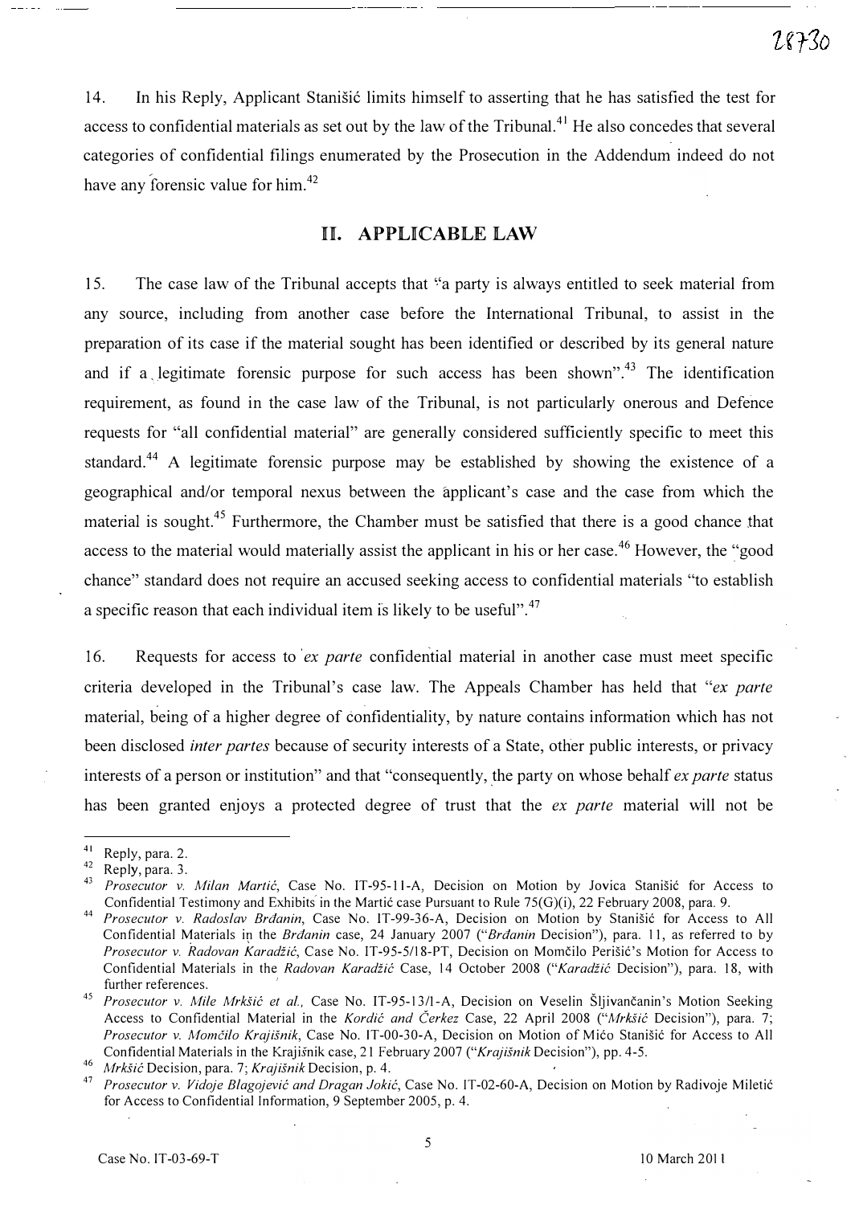14. In his Reply, Applicant Stanišić limits himself to asserting that he has satisfied the test for access to confidential materials as set out by the law of the Tribunal.[41] He also concedes that several categories of confidential filings enumerated by the Prosecution in the Addendum indeed do not have any forensic value for him.[42]

## II. APPLICABLE LAW

15. The case law of the Tribunal accepts that "a party is always entitled to seek material from any source, including from another case before the International Tribunal, to assist in the preparation of its case if the material sought has been identified or described by its general nature and if a legitimate forensic purpose for such access has been shown".[43] The identification requirement, as found in the case law of the Tribunal, is not particularly onerous and Defence requests for "all confidential material" are generally considered sufficiently specific to meet this standard.[44] A legitimate forensic purpose may be established by showing the existence of a geographical and/or temporal nexus between the applicant's case and the case from which the material is sought.[45] Furthermore, the Chamber must be satisfied that there is a good chance that access to the material would materially assist the applicant in his or her case.[46] However, the "good chance" standard does not require an accused seeking access to confidential materials "to establish a specific reason that each individual item is likely to be useful".[47]

16. Requests for access to *ex parte* confidential material in another case must meet specific criteria developed in the Tribunal's case law. The Appeals Chamber has held that "*ex parte* material, being of a higher degree of confidentiality, by nature contains information which has not been disclosed *inter partes* because of security interests of a State, other public interests, or privacy interests of a person or institution" and that "consequently, the party on whose behalf *ex parte* status has been granted enjoys a protected degree of trust that the *ex parte* material will not be

---

[41] Reply, para. 2.

[42] Reply, para. 3.

[43] *Prosecutor v. Milan Martić*, Case No. IT-95-11-A, Decision on Motion by Jovica Stanišić for Access to Confidential Testimony and Exhibits in the Martić case Pursuant to Rule 75(G)(i), 22 February 2008, para. 9.

[44] *Prosecutor v. Radoslav Brđanin*, Case No. IT-99-36-A, Decision on Motion by Stanišić for Access to All Confidential Materials in the *Brđanin* case, 24 January 2007 ("*Brđanin* Decision"), para. 11, as referred to by *Prosecutor v. Radovan Karadžić*, Case No. IT-95-5/18-PT, Decision on Momčilo Perišić's Motion for Access to Confidential Materials in the *Radovan Karadžić* Case, 14 October 2008 ("*Karadžić* Decision"), para. 18, with further references.

[45] *Prosecutor v. Mile Mrkšić et al.*, Case No. IT-95-13/1-A, Decision on Veselin Šljivančanin's Motion Seeking Access to Confidential Material in the *Kordić and Čerkez* Case, 22 April 2008 ("*Mrkšić* Decision"), para. 7; *Prosecutor v. Momčilo Krajišnik*, Case No. IT-00-30-A, Decision on Motion of Mićo Stanišić for Access to All Confidential Materials in the Krajišnik case, 21 February 2007 ("*Krajišnik* Decision"), pp. 4-5.

[46] *Mrkšić* Decision, para. 7; *Krajišnik* Decision, p. 4.

[47] *Prosecutor v. Vidoje Blagojević and Dragan Jokić*, Case No. IT-02-60-A, Decision on Motion by Radivoje Miletić for Access to Confidential Information, 9 September 2005, p. 4.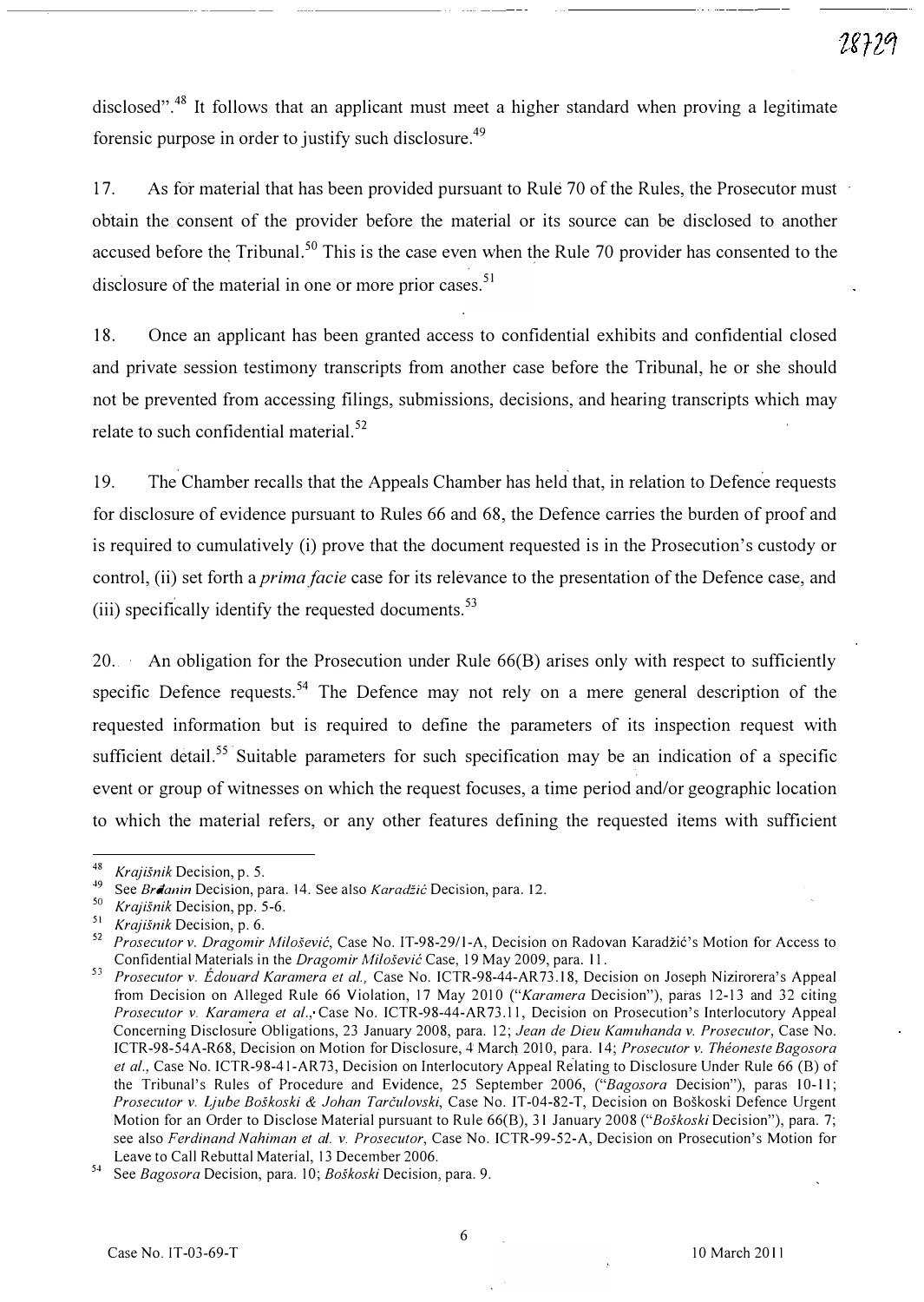disclosed".[48] It follows that an applicant must meet a higher standard when proving a legitimate forensic purpose in order to justify such disclosure.[49]

17. As for material that has been provided pursuant to Rule 70 of the Rules, the Prosecutor must obtain the consent of the provider before the material or its source can be disclosed to another accused before the Tribunal.[50] This is the case even when the Rule 70 provider has consented to the disclosure of the material in one or more prior cases.[51]

18. Once an applicant has been granted access to confidential exhibits and confidential closed and private session testimony transcripts from another case before the Tribunal, he or she should not be prevented from accessing filings, submissions, decisions, and hearing transcripts which may relate to such confidential material.[52]

19. The Chamber recalls that the Appeals Chamber has held that, in relation to Defence requests for disclosure of evidence pursuant to Rules 66 and 68, the Defence carries the burden of proof and is required to cumulatively (i) prove that the document requested is in the Prosecution's custody or control, (ii) set forth a *prima facie* case for its relevance to the presentation of the Defence case, and (iii) specifically identify the requested documents.[53]

20. An obligation for the Prosecution under Rule 66(B) arises only with respect to sufficiently specific Defence requests.[54] The Defence may not rely on a mere general description of the requested information but is required to define the parameters of its inspection request with sufficient detail.[55] Suitable parameters for such specification may be an indication of a specific event or group of witnesses on which the request focuses, a time period and/or geographic location to which the material refers, or any other features defining the requested items with sufficient

---

[48] *Krajišnik* Decision, p. 5.

[49] See *Brđanin* Decision, para. 14. See also *Karadžić* Decision, para. 12.

[50] *Krajišnik* Decision, pp. 5-6.

[51] *Krajišnik* Decision, p. 6.

[52] *Prosecutor v. Dragomir Milošević*, Case No. IT-98-29/1-A, Decision on Radovan Karadžić's Motion for Access to Confidential Materials in the *Dragomir Milošević* Case, 19 May 2009, para. 11.

[53] *Prosecutor v. Édouard Karamera et al.,* Case No. ICTR-98-44-AR73.18, Decision on Joseph Nzirorera's Appeal from Decision on Alleged Rule 66 Violation, 17 May 2010 ("*Karamera* Decision"), paras 12-13 and 32 citing *Prosecutor v. Karamera et al.,* Case No. ICTR-98-44-AR73.11, Decision on Prosecution's Interlocutory Appeal Concerning Disclosure Obligations, 23 January 2008, para. 12; *Jean de Dieu Kamuhanda v. Prosecutor,* Case No. ICTR-98-54A-R68, Decision on Motion for Disclosure, 4 March 2010, para. 14; *Prosecutor v. Théoneste Bagosora et al.,* Case No. ICTR-98-41-AR73, Decision on Interlocutory Appeal Relating to Disclosure Under Rule 66 (B) of the Tribunal's Rules of Procedure and Evidence, 25 September 2006, ("*Bagosora* Decision"), paras 10-11; *Prosecutor v. Ljube Boškoski & Johan Tarčulovski*, Case No. IT-04-82-T, Decision on Boškoski Defence Urgent Motion for an Order to Disclose Material pursuant to Rule 66(B), 31 January 2008 ("*Boškoski* Decision"), para. 7; see also *Ferdinand Nahiman et al. v. Prosecutor*, Case No. ICTR-99-52-A, Decision on Prosecution's Motion for Leave to Call Rebuttal Material, 13 December 2006.

[54] See *Bagosora* Decision, para. 10; *Boškoski* Decision, para. 9.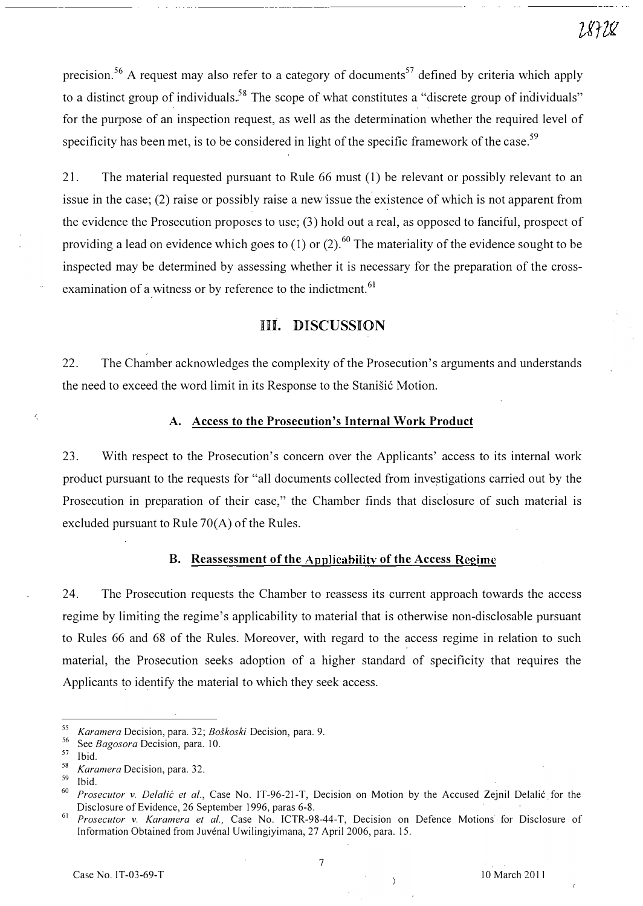precision.[56] A request may also refer to a category of documents[57] defined by criteria which apply to a distinct group of individuals.[58] The scope of what constitutes a "discrete group of individuals" for the purpose of an inspection request, as well as the determination whether the required level of specificity has been met, is to be considered in light of the specific framework of the case.[59]

21. The material requested pursuant to Rule 66 must (1) be relevant or possibly relevant to an issue in the case; (2) raise or possibly raise a new issue the existence of which is not apparent from the evidence the Prosecution proposes to use; (3) hold out a real, as opposed to fanciful, prospect of providing a lead on evidence which goes to (1) or (2).[60] The materiality of the evidence sought to be inspected may be determined by assessing whether it is necessary for the preparation of the cross-examination of a witness or by reference to the indictment.[61]

## III. DISCUSSION

22. The Chamber acknowledges the complexity of the Prosecution's arguments and understands the need to exceed the word limit in its Response to the Stanišić Motion.

### A. Access to the Prosecution's Internal Work Product

23. With respect to the Prosecution's concern over the Applicants' access to its internal work product pursuant to the requests for "all documents collected from investigations carried out by the Prosecution in preparation of their case," the Chamber finds that disclosure of such material is excluded pursuant to Rule 70(A) of the Rules.

### B. Reassessment of the Applicability of the Access Regime

24. The Prosecution requests the Chamber to reassess its current approach towards the access regime by limiting the regime's applicability to material that is otherwise non-disclosable pursuant to Rules 66 and 68 of the Rules. Moreover, with regard to the access regime in relation to such material, the Prosecution seeks adoption of a higher standard of specificity that requires the Applicants to identify the material to which they seek access.

---

[55] *Karamera* Decision, para. 32; *Boškoski* Decision, para. 9.

[56] See *Bagosora* Decision, para. 10.

[57] Ibid.

[58] *Karamera* Decision, para. 32.

[59] Ibid.

[60] *Prosecutor v. Delalić et al.*, Case No. IT-96-21-T, Decision on Motion by the Accused Zejnil Delalić for the Disclosure of Evidence, 26 September 1996, paras 6-8.

[61] *Prosecutor v. Karamera et al.*, Case No. ICTR-98-44-T, Decision on Defence Motions for Disclosure of Information Obtained from Juvénal Uwilingiyimana, 27 April 2006, para. 15.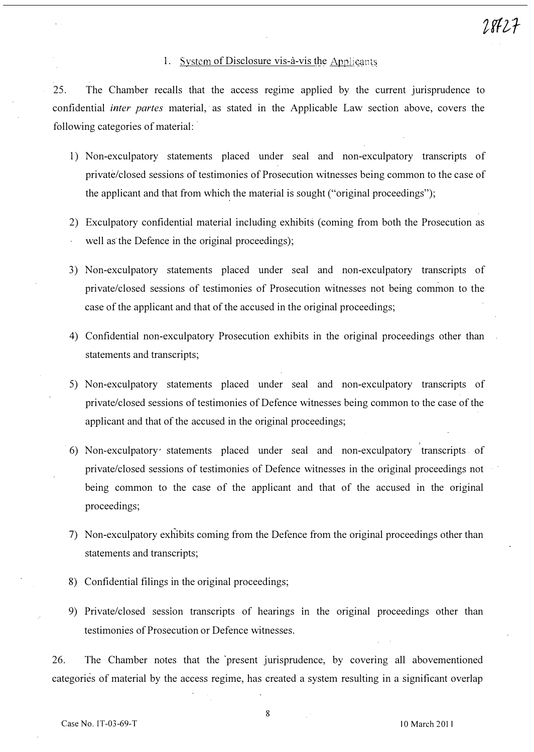1. System of Disclosure vis-à-vis the Applicants

25. The Chamber recalls that the access regime applied by the current jurisprudence to confidential *inter partes* material, as stated in the Applicable Law section above, covers the following categories of material:

1) Non-exculpatory statements placed under seal and non-exculpatory transcripts of private/closed sessions of testimonies of Prosecution witnesses being common to the case of the applicant and that from which the material is sought ("original proceedings");

2) Exculpatory confidential material including exhibits (coming from both the Prosecution as well as the Defence in the original proceedings);

3) Non-exculpatory statements placed under seal and non-exculpatory transcripts of private/closed sessions of testimonies of Prosecution witnesses not being common to the case of the applicant and that of the accused in the original proceedings;

4) Confidential non-exculpatory Prosecution exhibits in the original proceedings other than statements and transcripts;

5) Non-exculpatory statements placed under seal and non-exculpatory transcripts of private/closed sessions of testimonies of Defence witnesses being common to the case of the applicant and that of the accused in the original proceedings;

6) Non-exculpatory statements placed under seal and non-exculpatory transcripts of private/closed sessions of testimonies of Defence witnesses in the original proceedings not being common to the case of the applicant and that of the accused in the original proceedings;

7) Non-exculpatory exhibits coming from the Defence from the original proceedings other than statements and transcripts;

8) Confidential filings in the original proceedings;

9) Private/closed session transcripts of hearings in the original proceedings other than testimonies of Prosecution or Defence witnesses.

26. The Chamber notes that the present jurisprudence, by covering all abovementioned categories of material by the access regime, has created a system resulting in a significant overlap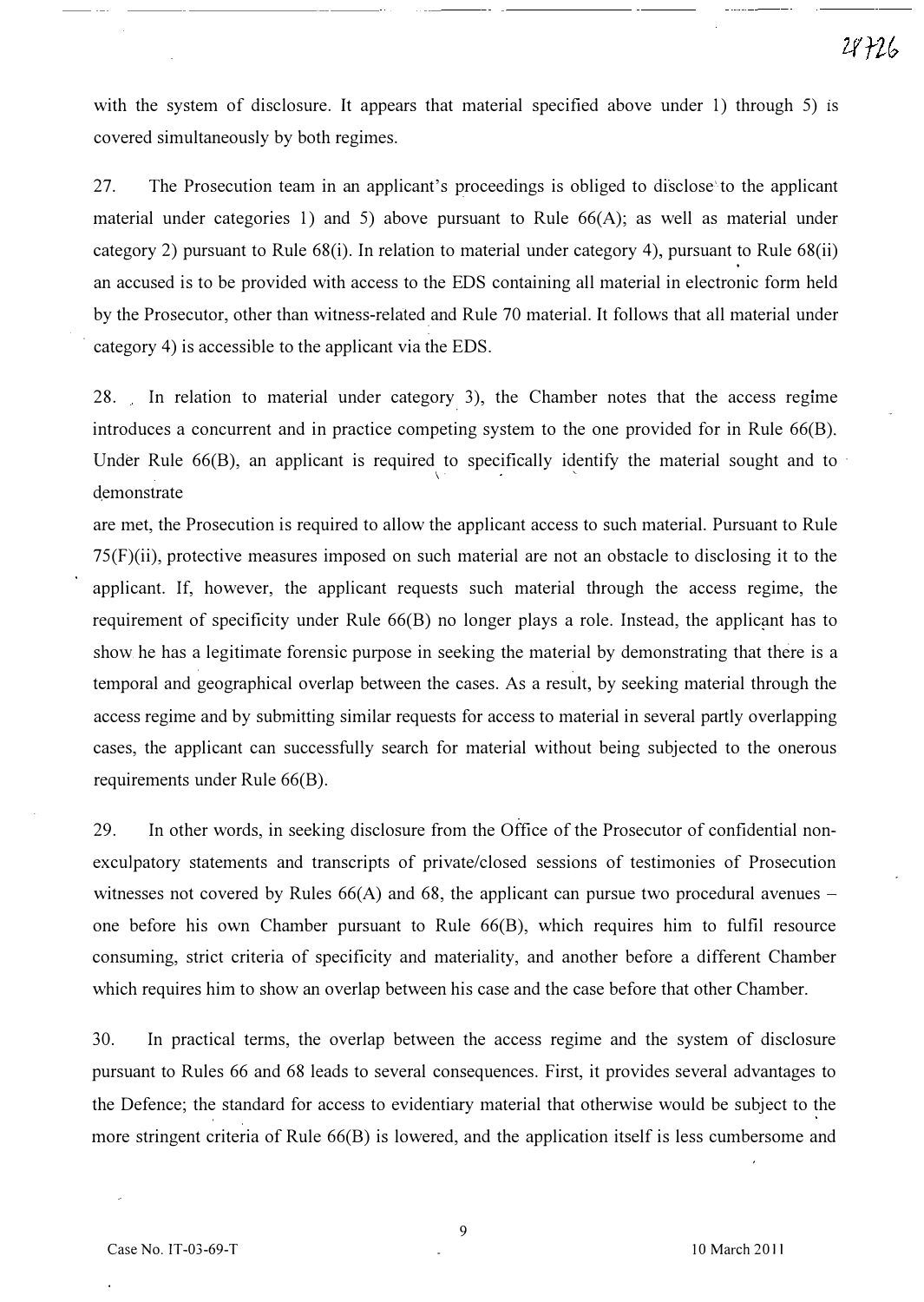with the system of disclosure. It appears that material specified above under 1) through 5) is covered simultaneously by both regimes.

27. The Prosecution team in an applicant's proceedings is obliged to disclose to the applicant material under categories 1) and 5) above pursuant to Rule 66(A); as well as material under category 2) pursuant to Rule 68(i). In relation to material under category 4), pursuant to Rule 68(ii) an accused is to be provided with access to the EDS containing all material in electronic form held by the Prosecutor, other than witness-related and Rule 70 material. It follows that all material under category 4) is accessible to the applicant via the EDS.

28. In relation to material under category 3), the Chamber notes that the access regime introduces a concurrent and in practice competing system to the one provided for in Rule 66(B). Under Rule 66(B), an applicant is required to specifically identify the material sought and to demonstrate

are met, the Prosecution is required to allow the applicant access to such material. Pursuant to Rule 75(F)(ii), protective measures imposed on such material are not an obstacle to disclosing it to the applicant. If, however, the applicant requests such material through the access regime, the requirement of specificity under Rule 66(B) no longer plays a role. Instead, the applicant has to show he has a legitimate forensic purpose in seeking the material by demonstrating that there is a temporal and geographical overlap between the cases. As a result, by seeking material through the access regime and by submitting similar requests for access to material in several partly overlapping cases, the applicant can successfully search for material without being subjected to the onerous requirements under Rule 66(B).

29. In other words, in seeking disclosure from the Office of the Prosecutor of confidential non-exculpatory statements and transcripts of private/closed sessions of testimonies of Prosecution witnesses not covered by Rules 66(A) and 68, the applicant can pursue two procedural avenues – one before his own Chamber pursuant to Rule 66(B), which requires him to fulfil resource consuming, strict criteria of specificity and materiality, and another before a different Chamber which requires him to show an overlap between his case and the case before that other Chamber.

30. In practical terms, the overlap between the access regime and the system of disclosure pursuant to Rules 66 and 68 leads to several consequences. First, it provides several advantages to the Defence; the standard for access to evidentiary material that otherwise would be subject to the more stringent criteria of Rule 66(B) is lowered, and the application itself is less cumbersome and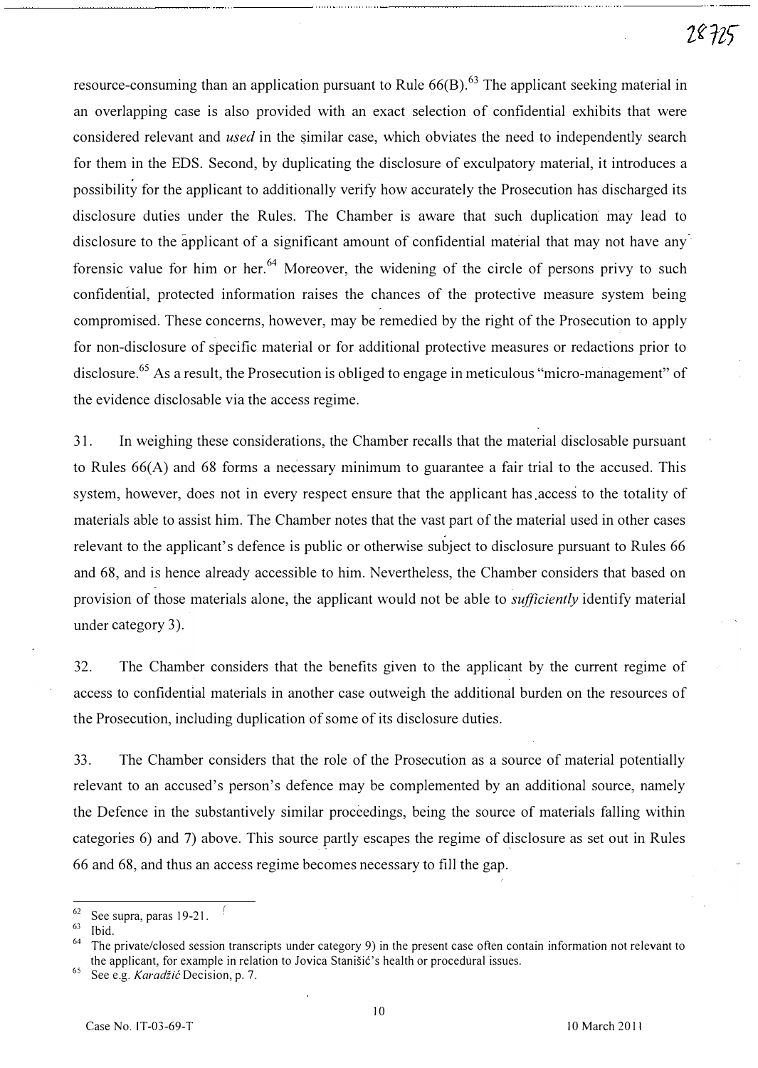resource-consuming than an application pursuant to Rule 66(B).[63] The applicant seeking material in an overlapping case is also provided with an exact selection of confidential exhibits that were considered relevant and *used* in the similar case, which obviates the need to independently search for them in the EDS. Second, by duplicating the disclosure of exculpatory material, it introduces a possibility for the applicant to additionally verify how accurately the Prosecution has discharged its disclosure duties under the Rules. The Chamber is aware that such duplication may lead to disclosure to the applicant of a significant amount of confidential material that may not have any forensic value for him or her.[64] Moreover, the widening of the circle of persons privy to such confidential, protected information raises the chances of the protective measure system being compromised. These concerns, however, may be remedied by the right of the Prosecution to apply for non-disclosure of specific material or for additional protective measures or redactions prior to disclosure.[65] As a result, the Prosecution is obliged to engage in meticulous "micro-management" of the evidence disclosable via the access regime.

31. In weighing these considerations, the Chamber recalls that the material disclosable pursuant to Rules 66(A) and 68 forms a necessary minimum to guarantee a fair trial to the accused. This system, however, does not in every respect ensure that the applicant has access to the totality of materials able to assist him. The Chamber notes that the vast part of the material used in other cases relevant to the applicant's defence is public or otherwise subject to disclosure pursuant to Rules 66 and 68, and is hence already accessible to him. Nevertheless, the Chamber considers that based on provision of those materials alone, the applicant would not be able to *sufficiently* identify material under category 3).

32. The Chamber considers that the benefits given to the applicant by the current regime of access to confidential materials in another case outweigh the additional burden on the resources of the Prosecution, including duplication of some of its disclosure duties.

33. The Chamber considers that the role of the Prosecution as a source of material potentially relevant to an accused's person's defence may be complemented by an additional source, namely the Defence in the substantively similar proceedings, being the source of materials falling within categories 6) and 7) above. This source partly escapes the regime of disclosure as set out in Rules 66 and 68, and thus an access regime becomes necessary to fill the gap.

---

[62] See supra, paras 19-21.

[63] Ibid.

[64] The private/closed session transcripts under category 9) in the present case often contain information not relevant to the applicant, for example in relation to Jovica Stanišić's health or procedural issues.

[65] See e.g. *Karadžić* Decision, p. 7.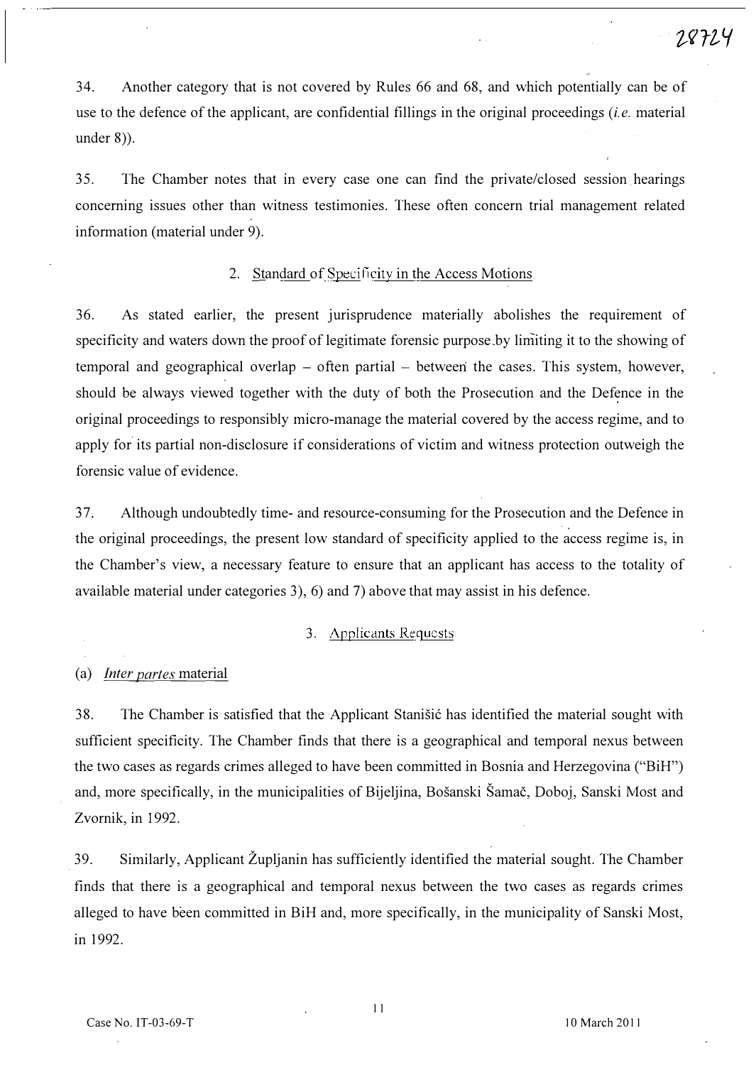34. Another category that is not covered by Rules 66 and 68, and which potentially can be of use to the defence of the applicant, are confidential fillings in the original proceedings (*i.e.* material under 8)).

35. The Chamber notes that in every case one can find the private/closed session hearings concerning issues other than witness testimonies. These often concern trial management related information (material under 9).

### 2. Standard of Specificity in the Access Motions

36. As stated earlier, the present jurisprudence materially abolishes the requirement of specificity and waters down the proof of legitimate forensic purpose by limiting it to the showing of temporal and geographical overlap – often partial – between the cases. This system, however, should be always viewed together with the duty of both the Prosecution and the Defence in the original proceedings to responsibly micro-manage the material covered by the access regime, and to apply for its partial non-disclosure if considerations of victim and witness protection outweigh the forensic value of evidence.

37. Although undoubtedly time- and resource-consuming for the Prosecution and the Defence in the original proceedings, the present low standard of specificity applied to the access regime is, in the Chamber's view, a necessary feature to ensure that an applicant has access to the totality of available material under categories 3), 6) and 7) above that may assist in his defence.

### 3. Applicants Requests

(a) *Inter partes* material

38. The Chamber is satisfied that the Applicant Stanišić has identified the material sought with sufficient specificity. The Chamber finds that there is a geographical and temporal nexus between the two cases as regards crimes alleged to have been committed in Bosnia and Herzegovina ("BiH") and, more specifically, in the municipalities of Bijeljina, Bošanski Šamač, Doboj, Sanski Most and Zvornik, in 1992.

39. Similarly, Applicant Župljanin has sufficiently identified the material sought. The Chamber finds that there is a geographical and temporal nexus between the two cases as regards crimes alleged to have been committed in BiH and, more specifically, in the municipality of Sanski Most, in 1992.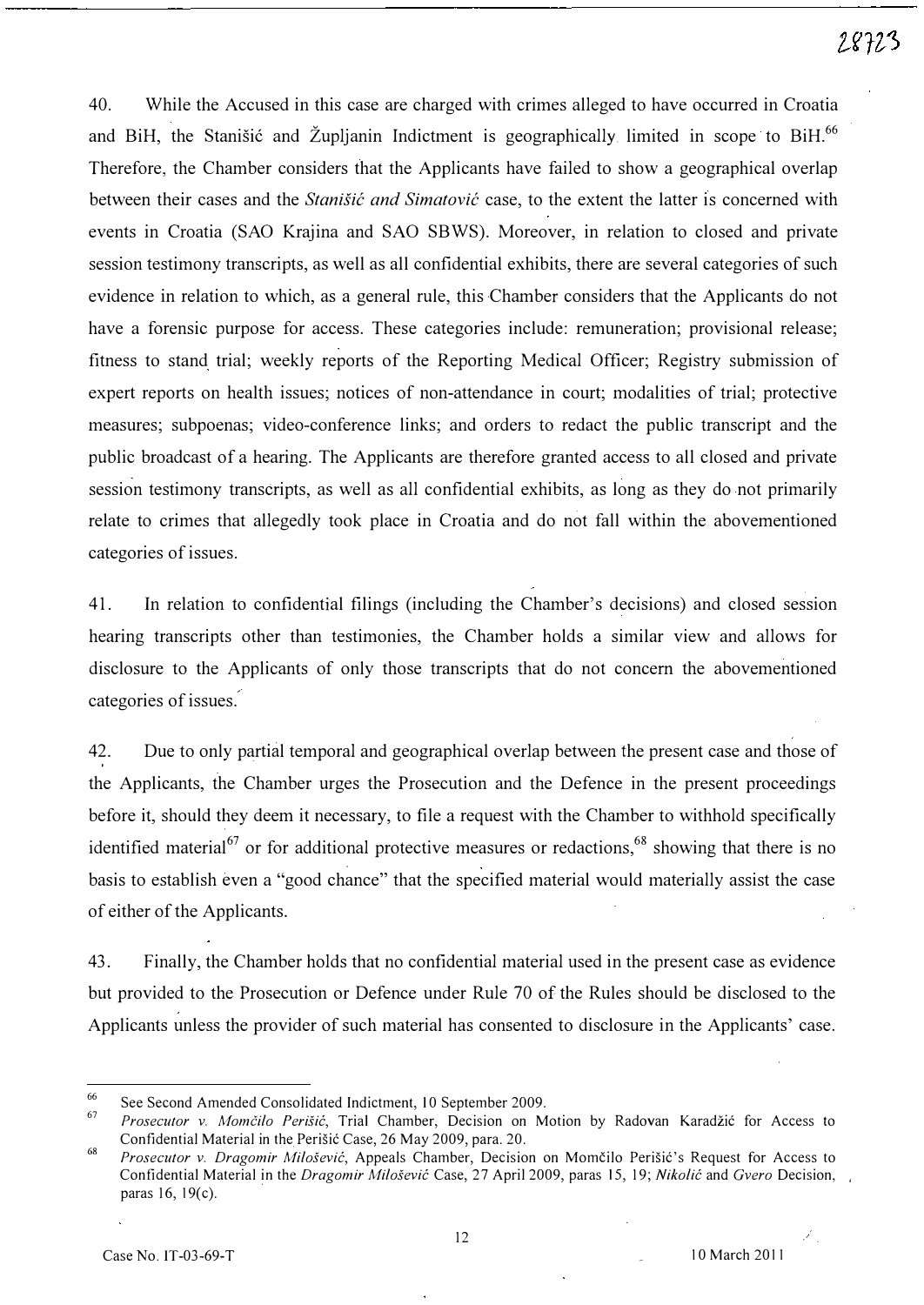40. While the Accused in this case are charged with crimes alleged to have occurred in Croatia and BiH, the Stanišić and Župljanin Indictment is geographically limited in scope to BiH.[66] Therefore, the Chamber considers that the Applicants have failed to show a geographical overlap between their cases and the *Stanišić and Simatović* case, to the extent the latter is concerned with events in Croatia (SAO Krajina and SAO SBWS). Moreover, in relation to closed and private session testimony transcripts, as well as all confidential exhibits, there are several categories of such evidence in relation to which, as a general rule, this Chamber considers that the Applicants do not have a forensic purpose for access. These categories include: remuneration; provisional release; fitness to stand trial; weekly reports of the Reporting Medical Officer; Registry submission of expert reports on health issues; notices of non-attendance in court; modalities of trial; protective measures; subpoenas; video-conference links; and orders to redact the public transcript and the public broadcast of a hearing. The Applicants are therefore granted access to all closed and private session testimony transcripts, as well as all confidential exhibits, as long as they do not primarily relate to crimes that allegedly took place in Croatia and do not fall within the abovementioned categories of issues.

41. In relation to confidential filings (including the Chamber's decisions) and closed session hearing transcripts other than testimonies, the Chamber holds a similar view and allows for disclosure to the Applicants of only those transcripts that do not concern the abovementioned categories of issues.

42. Due to only partial temporal and geographical overlap between the present case and those of the Applicants, the Chamber urges the Prosecution and the Defence in the present proceedings before it, should they deem it necessary, to file a request with the Chamber to withhold specifically identified material[67] or for additional protective measures or redactions,[68] showing that there is no basis to establish even a "good chance" that the specified material would materially assist the case of either of the Applicants.

43. Finally, the Chamber holds that no confidential material used in the present case as evidence but provided to the Prosecution or Defence under Rule 70 of the Rules should be disclosed to the Applicants unless the provider of such material has consented to disclosure in the Applicants' case.

---

[66] See Second Amended Consolidated Indictment, 10 September 2009.

[67] *Prosecutor v. Momčilo Perišić*, Trial Chamber, Decision on Motion by Radovan Karadžić for Access to Confidential Material in the Perišić Case, 26 May 2009, para. 20.

[68] *Prosecutor v. Dragomir Milošević*, Appeals Chamber, Decision on Momčilo Perišić's Request for Access to Confidential Material in the *Dragomir Milošević* Case, 27 April 2009, paras 15, 19; *Nikolić* and *Gvero* Decision, paras 16, 19(c).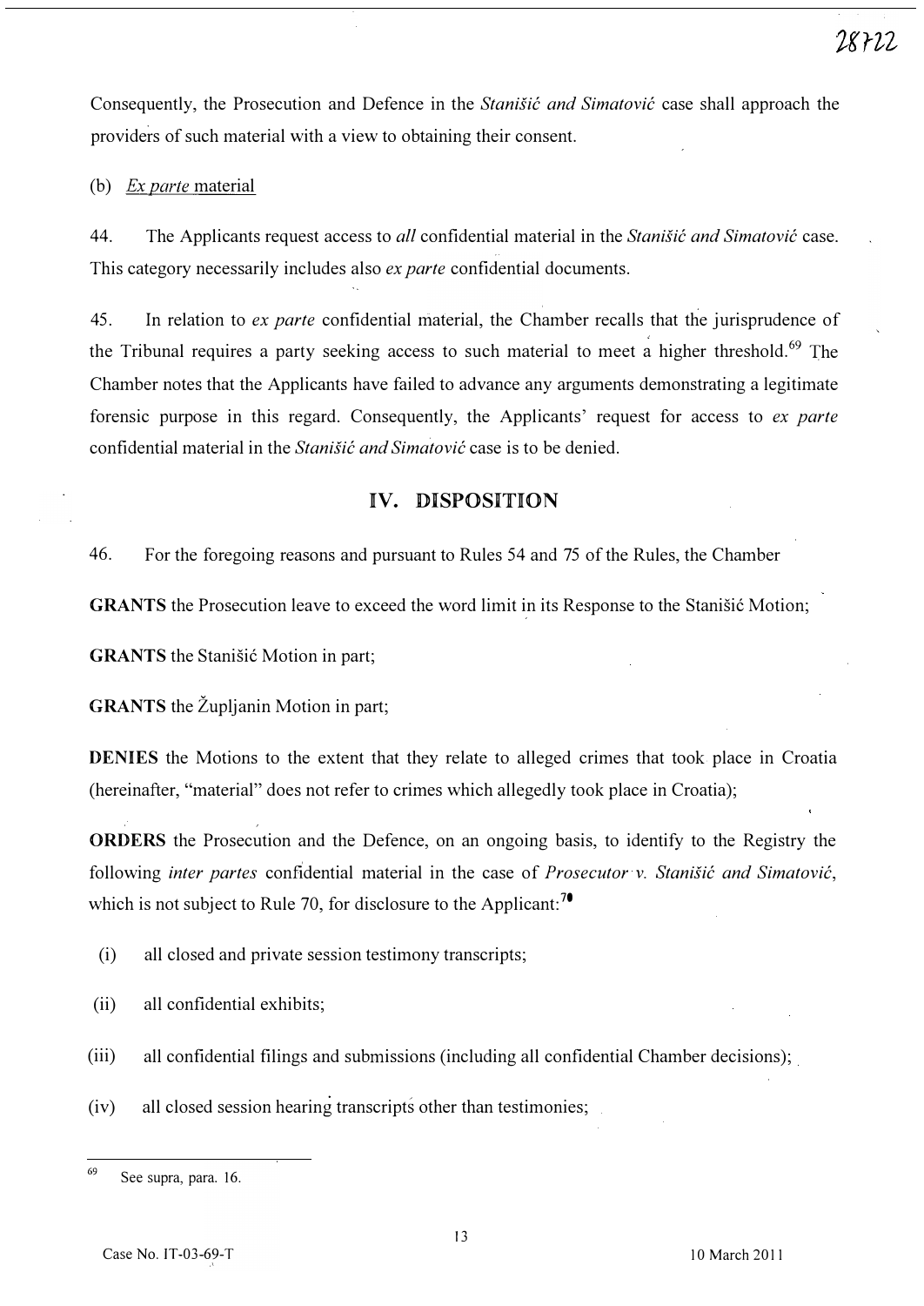Consequently, the Prosecution and Defence in the *Stanišić and Simatović* case shall approach the providers of such material with a view to obtaining their consent.

(b) *Ex parte* material

44. The Applicants request access to *all* confidential material in the *Stanišić and Simatović* case. This category necessarily includes also *ex parte* confidential documents.

45. In relation to *ex parte* confidential material, the Chamber recalls that the jurisprudence of the Tribunal requires a party seeking access to such material to meet a higher threshold.[69] The Chamber notes that the Applicants have failed to advance any arguments demonstrating a legitimate forensic purpose in this regard. Consequently, the Applicants' request for access to *ex parte* confidential material in the *Stanišić and Simatović* case is to be denied.

## IV. DISPOSITION

46. For the foregoing reasons and pursuant to Rules 54 and 75 of the Rules, the Chamber

**GRANTS** the Prosecution leave to exceed the word limit in its Response to the Stanišić Motion;

**GRANTS** the Stanišić Motion in part;

**GRANTS** the Župljanin Motion in part;

**DENIES** the Motions to the extent that they relate to alleged crimes that took place in Croatia (hereinafter, "material" does not refer to crimes which allegedly took place in Croatia);

**ORDERS** the Prosecution and the Defence, on an ongoing basis, to identify to the Registry the following *inter partes* confidential material in the case of *Prosecutor v. Stanišić and Simatović*, which is not subject to Rule 70, for disclosure to the Applicant:[70]

(i) all closed and private session testimony transcripts;

(ii) all confidential exhibits;

(iii) all confidential filings and submissions (including all confidential Chamber decisions);

(iv) all closed session hearing transcripts other than testimonies;

---

[69] See supra, para. 16.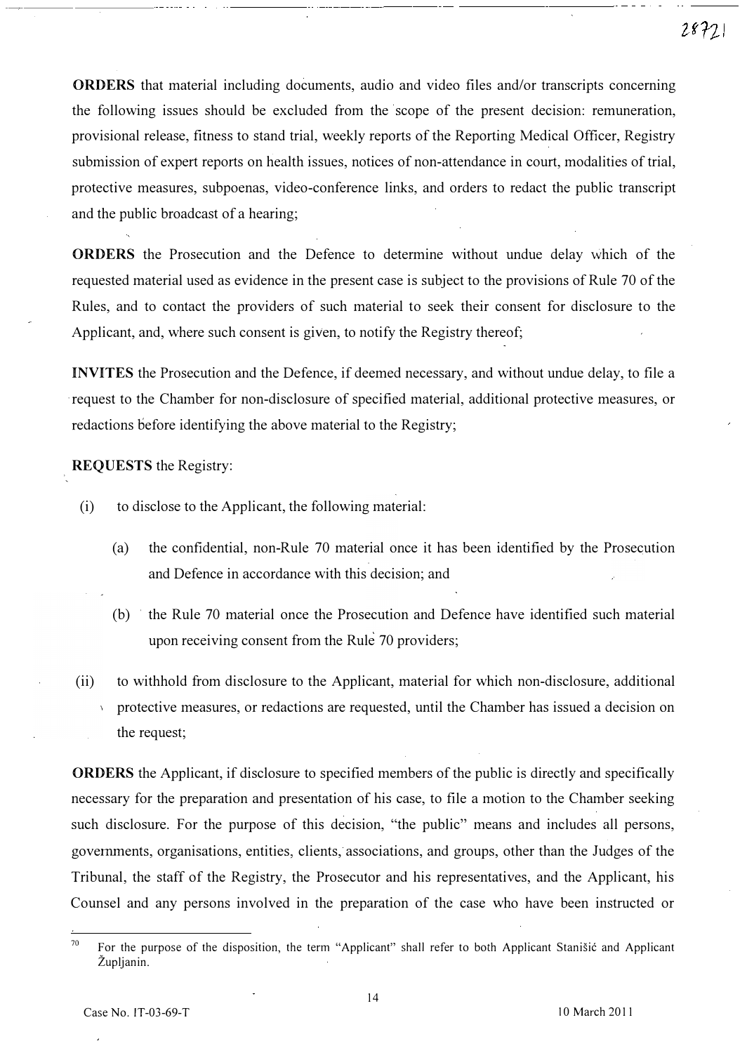**ORDERS** that material including documents, audio and video files and/or transcripts concerning the following issues should be excluded from the scope of the present decision: remuneration, provisional release, fitness to stand trial, weekly reports of the Reporting Medical Officer, Registry submission of expert reports on health issues, notices of non-attendance in court, modalities of trial, protective measures, subpoenas, video-conference links, and orders to redact the public transcript and the public broadcast of a hearing;

**ORDERS** the Prosecution and the Defence to determine without undue delay which of the requested material used as evidence in the present case is subject to the provisions of Rule 70 of the Rules, and to contact the providers of such material to seek their consent for disclosure to the Applicant, and, where such consent is given, to notify the Registry thereof;

**INVITES** the Prosecution and the Defence, if deemed necessary, and without undue delay, to file a request to the Chamber for non-disclosure of specified material, additional protective measures, or redactions before identifying the above material to the Registry;

**REQUESTS** the Registry:

(i) to disclose to the Applicant, the following material:

  (a) the confidential, non-Rule 70 material once it has been identified by the Prosecution and Defence in accordance with this decision; and

  (b) the Rule 70 material once the Prosecution and Defence have identified such material upon receiving consent from the Rule 70 providers;

(ii) to withhold from disclosure to the Applicant, material for which non-disclosure, additional protective measures, or redactions are requested, until the Chamber has issued a decision on the request;

**ORDERS** the Applicant, if disclosure to specified members of the public is directly and specifically necessary for the preparation and presentation of his case, to file a motion to the Chamber seeking such disclosure. For the purpose of this decision, "the public" means and includes all persons, governments, organisations, entities, clients, associations, and groups, other than the Judges of the Tribunal, the staff of the Registry, the Prosecutor and his representatives, and the Applicant, his Counsel and any persons involved in the preparation of the case who have been instructed or

---

[70] For the purpose of the disposition, the term "Applicant" shall refer to both Applicant Stanišić and Applicant Župljanin.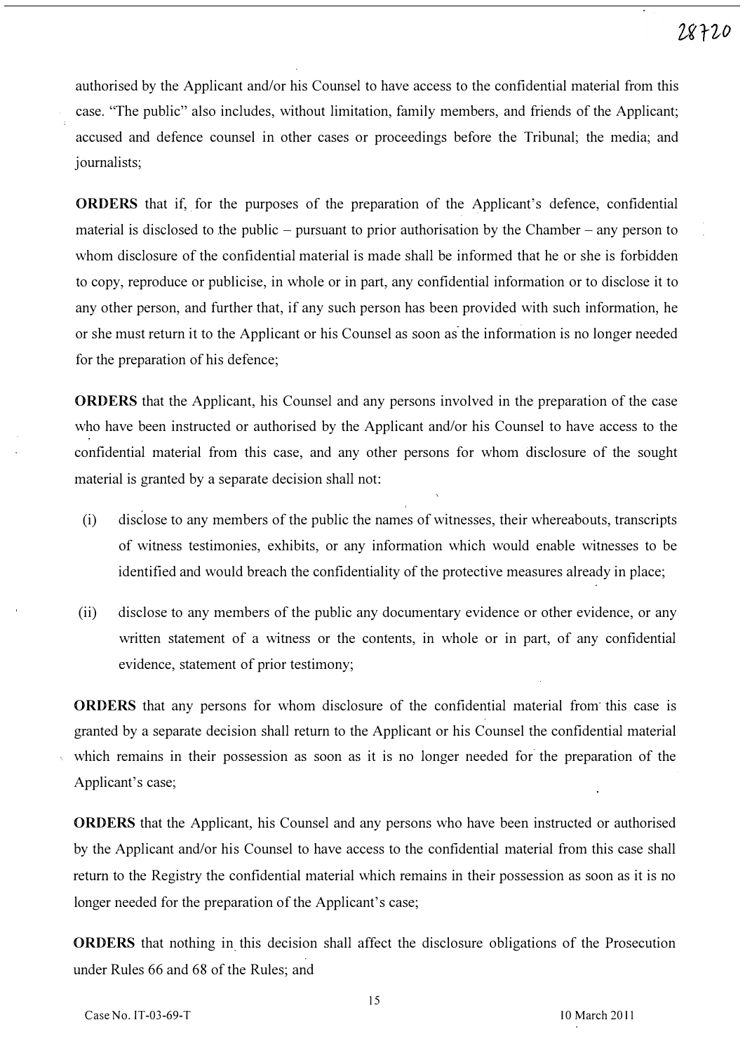authorised by the Applicant and/or his Counsel to have access to the confidential material from this case. "The public" also includes, without limitation, family members, and friends of the Applicant; accused and defence counsel in other cases or proceedings before the Tribunal; the media; and journalists;

**ORDERS** that if, for the purposes of the preparation of the Applicant's defence, confidential material is disclosed to the public – pursuant to prior authorisation by the Chamber – any person to whom disclosure of the confidential material is made shall be informed that he or she is forbidden to copy, reproduce or publicise, in whole or in part, any confidential information or to disclose it to any other person, and further that, if any such person has been provided with such information, he or she must return it to the Applicant or his Counsel as soon as the information is no longer needed for the preparation of his defence;

**ORDERS** that the Applicant, his Counsel and any persons involved in the preparation of the case who have been instructed or authorised by the Applicant and/or his Counsel to have access to the confidential material from this case, and any other persons for whom disclosure of the sought material is granted by a separate decision shall not:

(i) disclose to any members of the public the names of witnesses, their whereabouts, transcripts of witness testimonies, exhibits, or any information which would enable witnesses to be identified and would breach the confidentiality of the protective measures already in place;

(ii) disclose to any members of the public any documentary evidence or other evidence, or any written statement of a witness or the contents, in whole or in part, of any confidential evidence, statement of prior testimony;

**ORDERS** that any persons for whom disclosure of the confidential material from this case is granted by a separate decision shall return to the Applicant or his Counsel the confidential material which remains in their possession as soon as it is no longer needed for the preparation of the Applicant's case;

**ORDERS** that the Applicant, his Counsel and any persons who have been instructed or authorised by the Applicant and/or his Counsel to have access to the confidential material from this case shall return to the Registry the confidential material which remains in their possession as soon as it is no longer needed for the preparation of the Applicant's case;

**ORDERS** that nothing in this decision shall affect the disclosure obligations of the Prosecution under Rules 66 and 68 of the Rules; and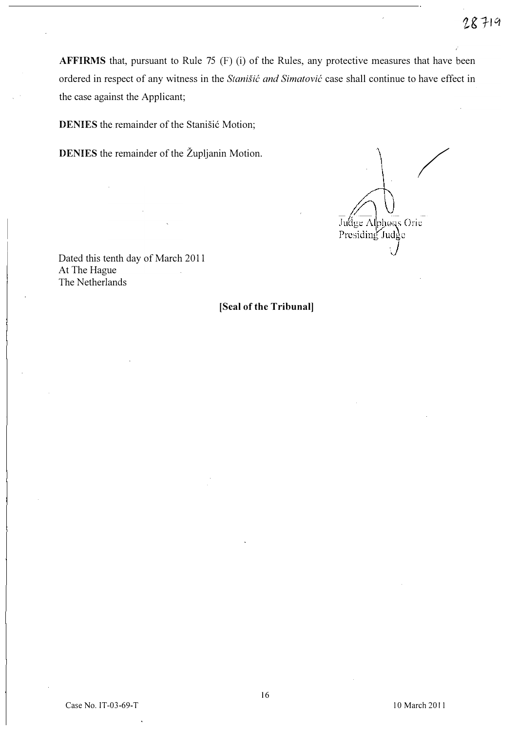**AFFIRMS** that, pursuant to Rule 75 (F) (i) of the Rules, any protective measures that have been ordered in respect of any witness in the *Stanišić and Simatović* case shall continue to have effect in the case against the Applicant;

**DENIES** the remainder of the Stanišić Motion;

**DENIES** the remainder of the Župljanin Motion.

Judge Alphons Orie
Presiding Judge

Dated this tenth day of March 2011
At The Hague
The Netherlands

**[Seal of the Tribunal]**